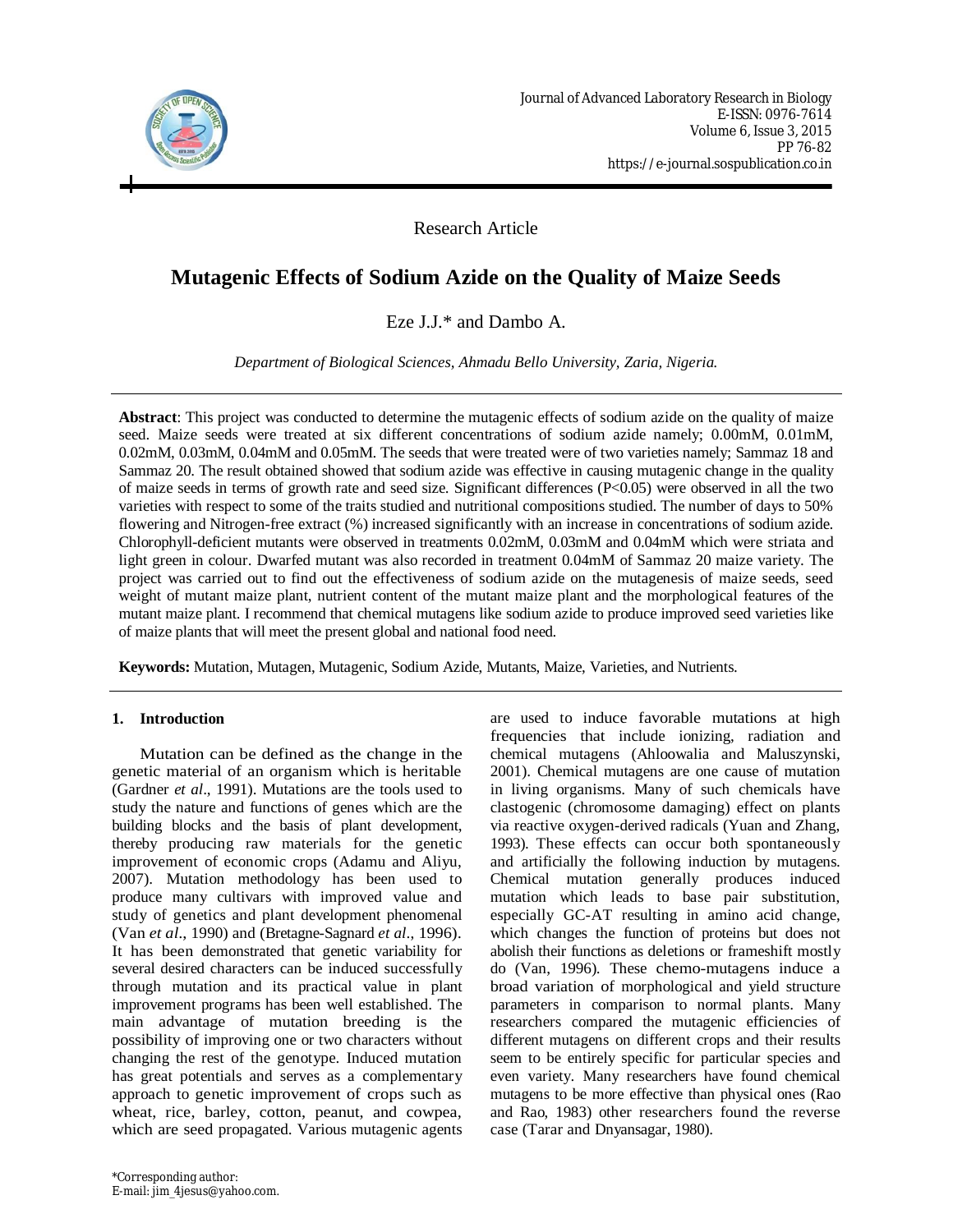Research Article

# Mutagenic Effects of Sodium Azide on the Quality of Maize Seeds

Eze J.J.* and Dambo A.

*Department of Biological Sciences, Ahmadu Bello University, Zaria, Nigeria.*

**Abstract**: This project was conducted to determine the mutagenic effects of sodium azide on the quality of maize seed. Maize seeds were treated at six different concentrations of sodium azide namely; 0.00mM, 0.01mM, 0.02mM, 0.03mM, 0.04mM and 0.05mM. The seeds that were treated were of two varieties namely; Sammaz 18 and Sammaz 20. The result obtained showed that sodium azide was effective in causing mutagenic change in the quality of maize seeds in terms of growth rate and seed size. Significant differences (P<0.05) were observed in all the two varieties with respect to some of the traits studied and nutritional compositions studied. The number of days to 50% flowering and Nitrogen-free extract (%) increased significantly with an increase in concentrations of sodium azide. Chlorophyll-deficient mutants were observed in treatments 0.02mM, 0.03mM and 0.04mM which were striata and light green in colour. Dwarfed mutant was also recorded in treatment 0.04mM of Sammaz 20 maize variety. The project was carried out to find out the effectiveness of sodium azide on the mutagenesis of maize seeds, seed weight of mutant maize plant, nutrient content of the mutant maize plant and the morphological features of the mutant maize plant. I recommend that chemical mutagens like sodium azide to produce improved seed varieties like of maize plants that will meet the present global and national food need.

**Keywords:** Mutation, Mutagen, Mutagenic, Sodium Azide, Mutants, Maize, Varieties, and Nutrients.

## 1. Introduction

Mutation can be defined as the change in the genetic material of an organism which is heritable (Gardner *et al*., 1991). Mutations are the tools used to study the nature and functions of genes which are the building blocks and the basis of plant development, thereby producing raw materials for the genetic improvement of economic crops (Adamu and Aliyu, 2007). Mutation methodology has been used to produce many cultivars with improved value and study of genetics and plant development phenomenal (Van *et al*., 1990) and (Bretagne-Sagnard *et al*., 1996). It has been demonstrated that genetic variability for several desired characters can be induced successfully through mutation and its practical value in plant improvement programs has been well established. The main advantage of mutation breeding is the possibility of improving one or two characters without changing the rest of the genotype. Induced mutation has great potentials and serves as a complementary approach to genetic improvement of crops such as wheat, rice, barley, cotton, peanut, and cowpea, which are seed propagated. Various mutagenic agents are used to induce favorable mutations at high frequencies that include ionizing, radiation and chemical mutagens (Ahloowalia and Maluszynski, 2001). Chemical mutagens are one cause of mutation in living organisms. Many of such chemicals have clastogenic (chromosome damaging) effect on plants via reactive oxygen-derived radicals (Yuan and Zhang, 1993). These effects can occur both spontaneously and artificially the following induction by mutagens. Chemical mutation generally produces induced mutation which leads to base pair substitution, especially GC-AT resulting in amino acid change, which changes the function of proteins but does not abolish their functions as deletions or frameshift mostly do (Van, 1996). These chemo-mutagens induce a broad variation of morphological and yield structure parameters in comparison to normal plants. Many researchers compared the mutagenic efficiencies of different mutagens on different crops and their results seem to be entirely specific for particular species and even variety. Many researchers have found chemical mutagens to be more effective than physical ones (Rao and Rao, 1983) other researchers found the reverse case (Tarar and Dnyansagar, 1980).

*Corresponding author:
E-mail: jim_4jesus@yahoo.com.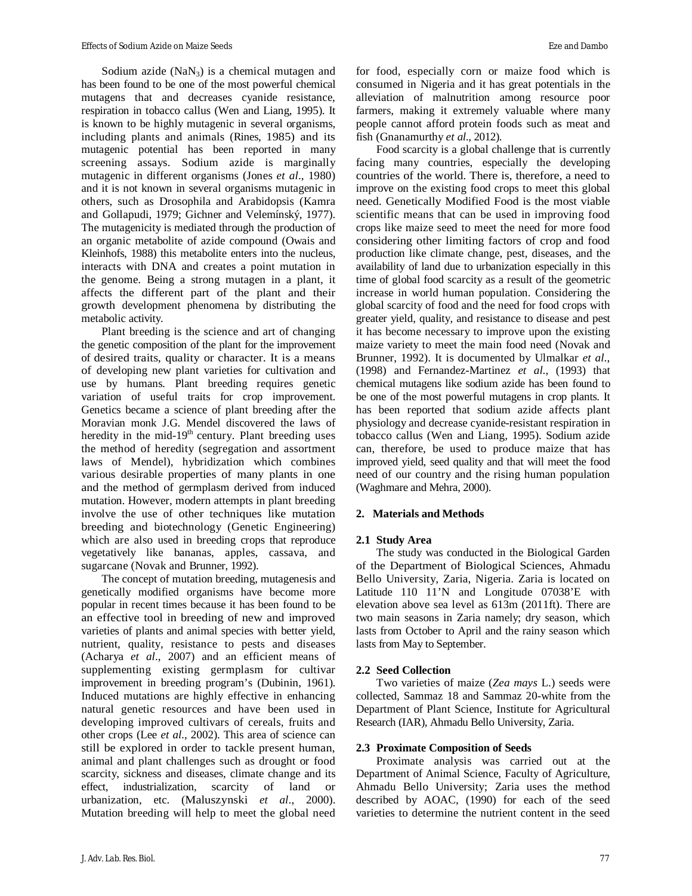Sodium azide ($NaN_3$) is a chemical mutagen and has been found to be one of the most powerful chemical mutagens that and decreases cyanide resistance, respiration in tobacco callus (Wen and Liang, 1995). It is known to be highly mutagenic in several organisms, including plants and animals (Rines, 1985) and its mutagenic potential has been reported in many screening assays. Sodium azide is marginally mutagenic in different organisms (Jones *et al*., 1980) and it is not known in several organisms mutagenic in others, such as Drosophila and Arabidopsis (Kamra and Gollapudi, 1979; Gichner and Velemínský, 1977). The mutagenicity is mediated through the production of an organic metabolite of azide compound (Owais and Kleinhofs, 1988) this metabolite enters into the nucleus, interacts with DNA and creates a point mutation in the genome. Being a strong mutagen in a plant, it affects the different part of the plant and their growth development phenomena by distributing the metabolic activity.

Plant breeding is the science and art of changing the genetic composition of the plant for the improvement of desired traits, quality or character. It is a means of developing new plant varieties for cultivation and use by humans. Plant breeding requires genetic variation of useful traits for crop improvement. Genetics became a science of plant breeding after the Moravian monk J.G. Mendel discovered the laws of heredity in the mid-19th century. Plant breeding uses the method of heredity (segregation and assortment laws of Mendel), hybridization which combines various desirable properties of many plants in one and the method of germplasm derived from induced mutation. However, modern attempts in plant breeding involve the use of other techniques like mutation breeding and biotechnology (Genetic Engineering) which are also used in breeding crops that reproduce vegetatively like bananas, apples, cassava, and sugarcane (Novak and Brunner, 1992).

The concept of mutation breeding, mutagenesis and genetically modified organisms have become more popular in recent times because it has been found to be an effective tool in breeding of new and improved varieties of plants and animal species with better yield, nutrient, quality, resistance to pests and diseases (Acharya *et al*., 2007) and an efficient means of supplementing existing germplasm for cultivar improvement in breeding program's (Dubinin, 1961). Induced mutations are highly effective in enhancing natural genetic resources and have been used in developing improved cultivars of cereals, fruits and other crops (Lee *et al*., 2002). This area of science can still be explored in order to tackle present human, animal and plant challenges such as drought or food scarcity, sickness and diseases, climate change and its effect, industrialization, scarcity of land or urbanization, etc. (Maluszynski *et al*., 2000). Mutation breeding will help to meet the global need for food, especially corn or maize food which is consumed in Nigeria and it has great potentials in the alleviation of malnutrition among resource poor farmers, making it extremely valuable where many people cannot afford protein foods such as meat and fish (Gnanamurthy *et al*., 2012).

Food scarcity is a global challenge that is currently facing many countries, especially the developing countries of the world. There is, therefore, a need to improve on the existing food crops to meet this global need. Genetically Modified Food is the most viable scientific means that can be used in improving food crops like maize seed to meet the need for more food considering other limiting factors of crop and food production like climate change, pest, diseases, and the availability of land due to urbanization especially in this time of global food scarcity as a result of the geometric increase in world human population. Considering the global scarcity of food and the need for food crops with greater yield, quality, and resistance to disease and pest it has become necessary to improve upon the existing maize variety to meet the main food need (Novak and Brunner, 1992). It is documented by Ulmalkar *et al*., (1998) and Fernandez-Martinez *et al*., (1993) that chemical mutagens like sodium azide has been found to be one of the most powerful mutagens in crop plants. It has been reported that sodium azide affects plant physiology and decrease cyanide-resistant respiration in tobacco callus (Wen and Liang, 1995). Sodium azide can, therefore, be used to produce maize that has improved yield, seed quality and that will meet the food need of our country and the rising human population (Waghmare and Mehra, 2000).

## 2. Materials and Methods

### 2.1 Study Area

The study was conducted in the Biological Garden of the Department of Biological Sciences, Ahmadu Bello University, Zaria, Nigeria. Zaria is located on Latitude 110 11'N and Longitude 07038'E with elevation above sea level as 613m (2011ft). There are two main seasons in Zaria namely; dry season, which lasts from October to April and the rainy season which lasts from May to September.

### 2.2 Seed Collection

Two varieties of maize (*Zea mays* L.) seeds were collected, Sammaz 18 and Sammaz 20-white from the Department of Plant Science, Institute for Agricultural Research (IAR), Ahmadu Bello University, Zaria.

### 2.3 Proximate Composition of Seeds

Proximate analysis was carried out at the Department of Animal Science, Faculty of Agriculture, Ahmadu Bello University; Zaria uses the method described by AOAC, (1990) for each of the seed varieties to determine the nutrient content in the seed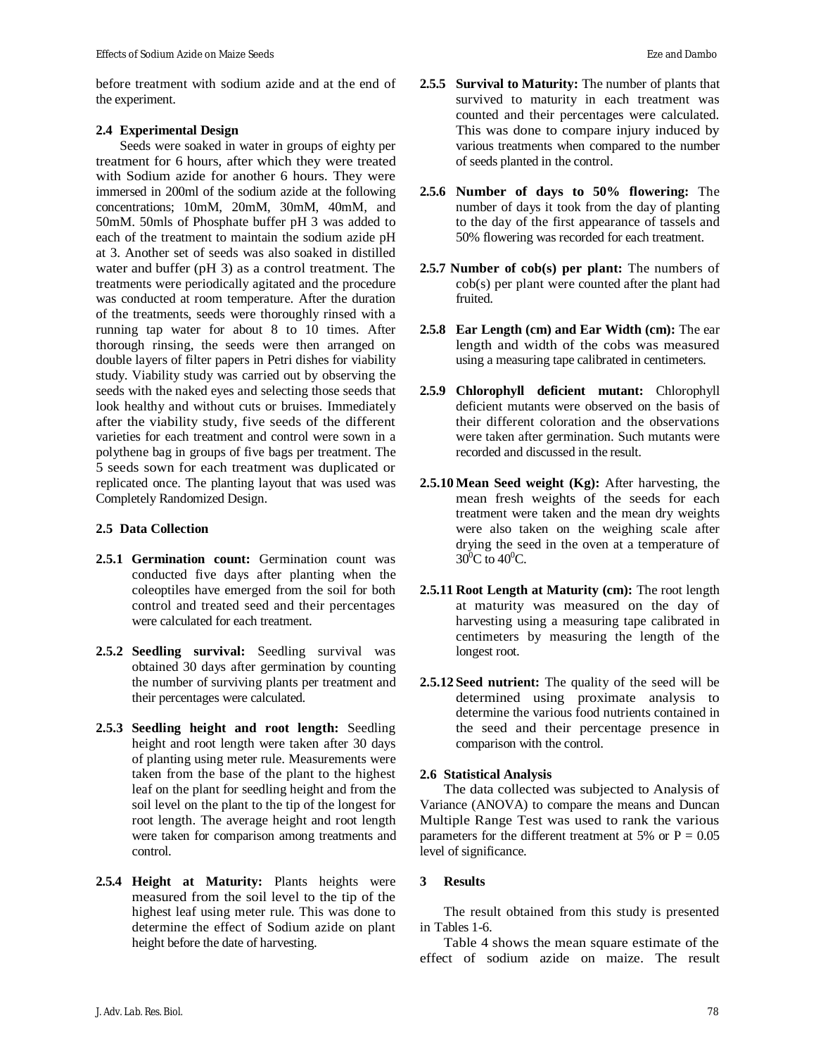before treatment with sodium azide and at the end of the experiment.

### 2.4 Experimental Design

Seeds were soaked in water in groups of eighty per treatment for 6 hours, after which they were treated with Sodium azide for another 6 hours. They were immersed in 200ml of the sodium azide at the following concentrations; 10mM, 20mM, 30mM, 40mM, and 50mM. 50mls of Phosphate buffer pH 3 was added to each of the treatment to maintain the sodium azide pH at 3. Another set of seeds was also soaked in distilled water and buffer (pH 3) as a control treatment. The treatments were periodically agitated and the procedure was conducted at room temperature. After the duration of the treatments, seeds were thoroughly rinsed with a running tap water for about 8 to 10 times. After thorough rinsing, the seeds were then arranged on double layers of filter papers in Petri dishes for viability study. Viability study was carried out by observing the seeds with the naked eyes and selecting those seeds that look healthy and without cuts or bruises. Immediately after the viability study, five seeds of the different varieties for each treatment and control were sown in a polythene bag in groups of five bags per treatment. The 5 seeds sown for each treatment was duplicated or replicated once. The planting layout that was used was Completely Randomized Design.

### 2.5 Data Collection

**2.5.1 Germination count:** Germination count was conducted five days after planting when the coleoptiles have emerged from the soil for both control and treated seed and their percentages were calculated for each treatment.

**2.5.2 Seedling survival:** Seedling survival was obtained 30 days after germination by counting the number of surviving plants per treatment and their percentages were calculated.

**2.5.3 Seedling height and root length:** Seedling height and root length were taken after 30 days of planting using meter rule. Measurements were taken from the base of the plant to the highest leaf on the plant for seedling height and from the soil level on the plant to the tip of the longest for root length. The average height and root length were taken for comparison among treatments and control.

**2.5.4 Height at Maturity:** Plants heights were measured from the soil level to the tip of the highest leaf using meter rule. This was done to determine the effect of Sodium azide on plant height before the date of harvesting.

**2.5.5 Survival to Maturity:** The number of plants that survived to maturity in each treatment was counted and their percentages were calculated. This was done to compare injury induced by various treatments when compared to the number of seeds planted in the control.

**2.5.6 Number of days to 50% flowering:** The number of days it took from the day of planting to the day of the first appearance of tassels and 50% flowering was recorded for each treatment.

**2.5.7 Number of cob(s) per plant:** The numbers of cob(s) per plant were counted after the plant had fruited.

**2.5.8 Ear Length (cm) and Ear Width (cm):** The ear length and width of the cobs was measured using a measuring tape calibrated in centimeters.

**2.5.9 Chlorophyll deficient mutant:** Chlorophyll deficient mutants were observed on the basis of their different coloration and the observations were taken after germination. Such mutants were recorded and discussed in the result.

**2.5.10 Mean Seed weight (Kg):** After harvesting, the mean fresh weights of the seeds for each treatment were taken and the mean dry weights were also taken on the weighing scale after drying the seed in the oven at a temperature of $30^0$C to $40^0$C.

**2.5.11 Root Length at Maturity (cm):** The root length at maturity was measured on the day of harvesting using a measuring tape calibrated in centimeters by measuring the length of the longest root.

**2.5.12 Seed nutrient:** The quality of the seed will be determined using proximate analysis to determine the various food nutrients contained in the seed and their percentage presence in comparison with the control.

### 2.6 Statistical Analysis

The data collected was subjected to Analysis of Variance (ANOVA) to compare the means and Duncan Multiple Range Test was used to rank the various parameters for the different treatment at 5% or $P = 0.05$ level of significance.

## 3 Results

The result obtained from this study is presented in Tables 1-6.

Table 4 shows the mean square estimate of the effect of sodium azide on maize. The result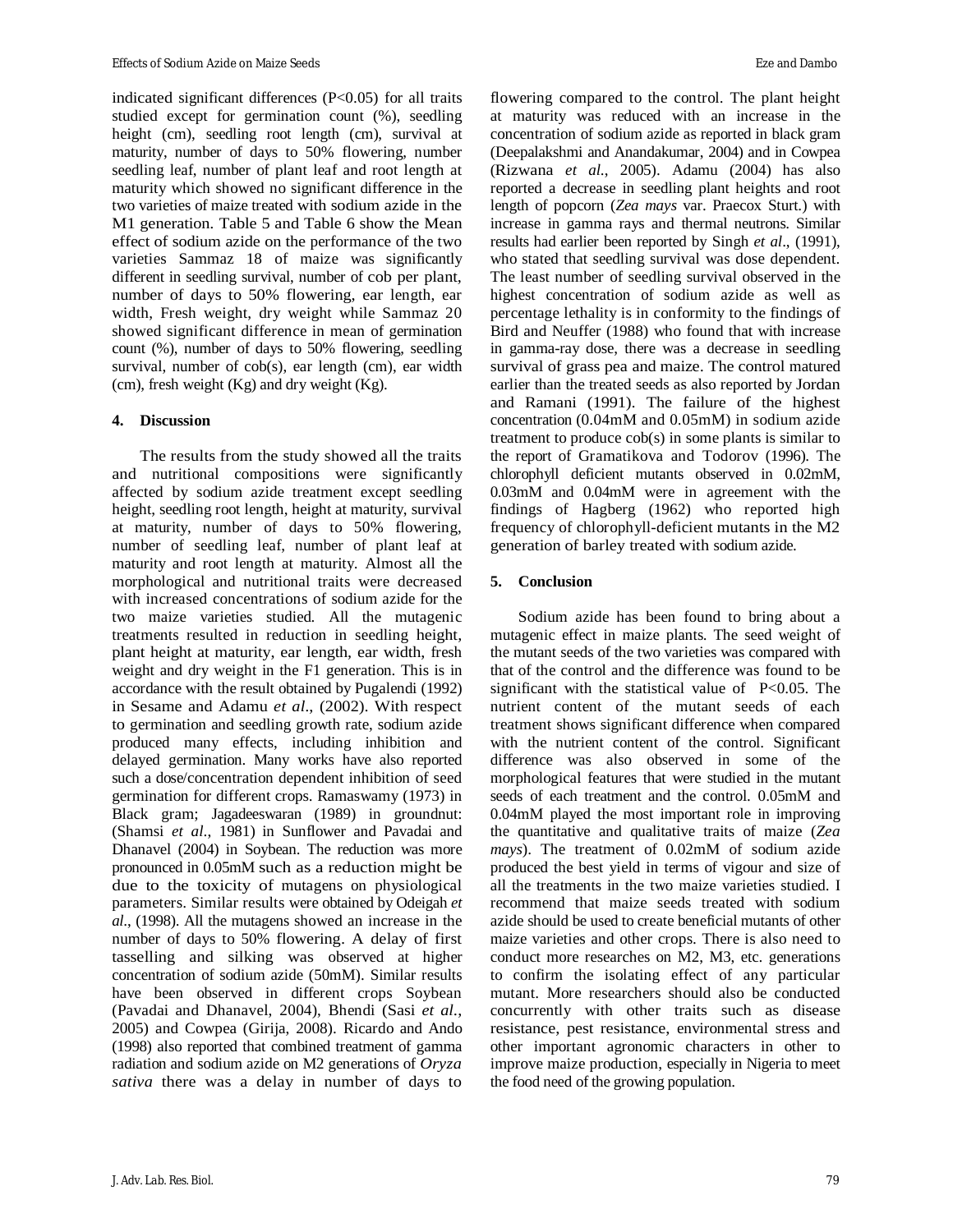indicated significant differences (P<0.05) for all traits studied except for germination count (%), seedling height (cm), seedling root length (cm), survival at maturity, number of days to 50% flowering, number seedling leaf, number of plant leaf and root length at maturity which showed no significant difference in the two varieties of maize treated with sodium azide in the M1 generation. Table 5 and Table 6 show the Mean effect of sodium azide on the performance of the two varieties Sammaz 18 of maize was significantly different in seedling survival, number of cob per plant, number of days to 50% flowering, ear length, ear width, Fresh weight, dry weight while Sammaz 20 showed significant difference in mean of germination count (%), number of days to 50% flowering, seedling survival, number of cob(s), ear length (cm), ear width (cm), fresh weight (Kg) and dry weight (Kg).

## 4. Discussion

The results from the study showed all the traits and nutritional compositions were significantly affected by sodium azide treatment except seedling height, seedling root length, height at maturity, survival at maturity, number of days to 50% flowering, number of seedling leaf, number of plant leaf at maturity and root length at maturity. Almost all the morphological and nutritional traits were decreased with increased concentrations of sodium azide for the two maize varieties studied. All the mutagenic treatments resulted in reduction in seedling height, plant height at maturity, ear length, ear width, fresh weight and dry weight in the F1 generation. This is in accordance with the result obtained by Pugalendi (1992) in Sesame and Adamu *et al*., (2002). With respect to germination and seedling growth rate, sodium azide produced many effects, including inhibition and delayed germination. Many works have also reported such a dose/concentration dependent inhibition of seed germination for different crops. Ramaswamy (1973) in Black gram; Jagadeeswaran (1989) in groundnut: (Shamsi *et al*., 1981) in Sunflower and Pavadai and Dhanavel (2004) in Soybean. The reduction was more pronounced in 0.05mM such as a reduction might be due to the toxicity of mutagens on physiological parameters. Similar results were obtained by Odeigah *et al*., (1998). All the mutagens showed an increase in the number of days to 50% flowering. A delay of first tasselling and silking was observed at higher concentration of sodium azide (50mM). Similar results have been observed in different crops Soybean (Pavadai and Dhanavel, 2004), Bhendi (Sasi *et al*., 2005) and Cowpea (Girija, 2008). Ricardo and Ando (1998) also reported that combined treatment of gamma radiation and sodium azide on M2 generations of *Oryza sativa* there was a delay in number of days to flowering compared to the control. The plant height at maturity was reduced with an increase in the concentration of sodium azide as reported in black gram (Deepalakshmi and Anandakumar, 2004) and in Cowpea (Rizwana *et al*., 2005). Adamu (2004) has also reported a decrease in seedling plant heights and root length of popcorn (*Zea mays* var. Praecox Sturt.) with increase in gamma rays and thermal neutrons. Similar results had earlier been reported by Singh *et al*., (1991), who stated that seedling survival was dose dependent. The least number of seedling survival observed in the highest concentration of sodium azide as well as percentage lethality is in conformity to the findings of Bird and Neuffer (1988) who found that with increase in gamma-ray dose, there was a decrease in seedling survival of grass pea and maize. The control matured earlier than the treated seeds as also reported by Jordan and Ramani (1991). The failure of the highest concentration (0.04mM and 0.05mM) in sodium azide treatment to produce cob(s) in some plants is similar to the report of Gramatikova and Todorov (1996). The chlorophyll deficient mutants observed in 0.02mM, 0.03mM and 0.04mM were in agreement with the findings of Hagberg (1962) who reported high frequency of chlorophyll-deficient mutants in the M2 generation of barley treated with sodium azide.

## 5. Conclusion

Sodium azide has been found to bring about a mutagenic effect in maize plants. The seed weight of the mutant seeds of the two varieties was compared with that of the control and the difference was found to be significant with the statistical value of P<0.05. The nutrient content of the mutant seeds of each treatment shows significant difference when compared with the nutrient content of the control. Significant difference was also observed in some of the morphological features that were studied in the mutant seeds of each treatment and the control. 0.05mM and 0.04mM played the most important role in improving the quantitative and qualitative traits of maize (*Zea mays*). The treatment of 0.02mM of sodium azide produced the best yield in terms of vigour and size of all the treatments in the two maize varieties studied. I recommend that maize seeds treated with sodium azide should be used to create beneficial mutants of other maize varieties and other crops. There is also need to conduct more researches on M2, M3, etc. generations to confirm the isolating effect of any particular mutant. More researchers should also be conducted concurrently with other traits such as disease resistance, pest resistance, environmental stress and other important agronomic characters in other to improve maize production, especially in Nigeria to meet the food need of the growing population.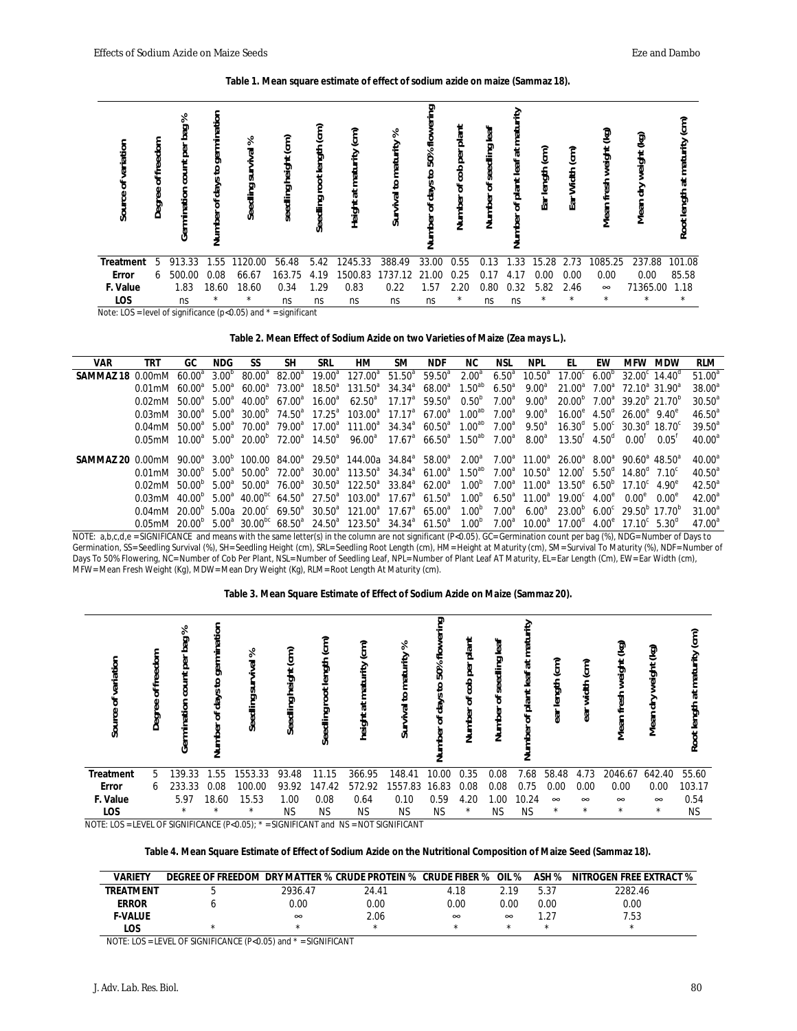**Table 1. Mean square estimate of effect of sodium azide on maize (Sammaz 18).**

| Source of variation | Degree of freedom | Germination count per bag % | Number of days to germination | Seedling survival % | seedling height (cm) | Seedling root length (cm) | Height at maturity (cm) | Survival to maturity % | Number of days to 50% flowering | Number of cob per plant | Number of seedling leaf | Number of plant leaf at maturity | Ear length (cm) | Ear Width (cm) | Mean fresh weight (kg) | Mean dry weight (kg) | Root length at maturity (cm) |
|---|---|---|---|---|---|---|---|---|---|---|---|---|---|---|---|---|---|
| Treatment | 5 | 913.33 | 1.55 | 1120.00 | 56.48 | 5.42 | 1245.33 | 388.49 | 33.00 | 0.55 | 0.13 | 1.33 | 15.28 | 2.73 | 1085.25 | 237.88 | 101.08 |
| Error | 6 | 500.00 | 0.08 | 66.67 | 163.75 | 4.19 | 1500.83 | 1737.12 | 21.00 | 0.25 | 0.17 | 4.17 | 0.00 | 0.00 | 0.00 | 0.00 | 85.58 |
| F. Value | | 1.83 | 18.60 | 18.60 | 0.34 | 1.29 | 0.83 | 0.22 | 1.57 | 2.20 | 0.80 | 0.32 | 5.82 | 2.46 | ∞ | 71365.00 | 1.18 |
| LOS | | ns | * | * | ns | ns | ns | ns | ns | * | ns | ns | * | * | * | * | * |

Note: LOS = level of significance ($p<0.05$) and * = significant

**Table 2. Mean Effect of Sodium Azide on two Varieties of Maize (*Zea mays* L.).**

| VAR | TRT | GC | NDG | SS | SH | SRL | HM | SM | NDF | NC | NSL | NPL | EL | EW | MFW | MDW | RLM |
|---|---|---|---|---|---|---|---|---|---|---|---|---|---|---|---|---|---|
| SAMMAZ 18 | 0.00mM | 60.00[a] | 3.00[b] | 80.00[a] | 82.00[a] | 19.00[a] | 127.00[a] | 51.50[a] | 59.50[a] | 2.00[a] | 6.50[a] | 10.50[a] | 17.00[c] | 6.00[b] | 32.00[c] | 14.40[d] | 51.00[a] |
| | 0.01mM | 60.00[a] | 5.00[a] | 60.00[a] | 73.00[a] | 18.50[a] | 131.50[a] | 34.34[a] | 68.00[a] | 1.50[ab] | 6.50[a] | 9.00[a] | 21.00[a] | 7.00[a] | 72.10[a] | 31.90[a] | 38.00[a] |
| | 0.02mM | 50.00[a] | 5.00[a] | 40.00[b] | 67.00[a] | 16.00[a] | 62.50[a] | 17.17[a] | 59.50[a] | 0.50[b] | 7.00[a] | 9.00[a] | 20.00[b] | 7.00[a] | 39.20[b] | 21.70[b] | 30.50[a] |
| | 0.03mM | 30.00[a] | 5.00[a] | 30.00[b] | 74.50[a] | 17.25[a] | 103.00[a] | 17.17[a] | 67.00[a] | 1.00[ab] | 7.00[a] | 9.00[a] | 16.00[e] | 4.50[d] | 26.00[e] | 9.40[e] | 46.50[a] |
| | 0.04mM | 50.00[a] | 5.00[a] | 70.00[a] | 79.00[a] | 17.00[a] | 111.00[a] | 34.34[a] | 60.50[a] | 1.00[ab] | 7.00[a] | 9.50[a] | 16.30[d] | 5.00[c] | 30.30[d] | 18.70[c] | 39.50[a] |
| | 0.05mM | 10.00[a] | 5.00[a] | 20.00[b] | 72.00[a] | 14.50[a] | 96.00[a] | 17.67[a] | 66.50[a] | 1.50[ab] | 7.00[a] | 8.00[a] | 13.50[f] | 4.50[d] | 0.00[f] | 0.05[f] | 40.00[a] |
| SAMMAZ 20 | 0.00mM | 90.00[a] | 3.00[b] | 100.00 | 84.00[a] | 29.50[a] | 144.00a | 34.84[a] | 58.00[a] | 2.00[a] | 7.00[a] | 11.00[a] | 26.00[a] | 8.00[a] | 90.60[a] | 48.50[a] | 40.00[a] |
| | 0.01mM | 30.00[b] | 5.00[a] | 50.00[b] | 72.00[a] | 30.00[a] | 113.50[a] | 34.34[a] | 61.00[a] | 1.50[ab] | 7.00[a] | 10.50[a] | 12.00[f] | 5.50[d] | 14.80[d] | 7.10[c] | 40.50[a] |
| | 0.02mM | 50.00[b] | 5.00[a] | 50.00[a] | 76.00[a] | 30.50[a] | 122.50[a] | 33.84[a] | 62.00[a] | 1.00[b] | 7.00[a] | 11.00[a] | 13.50[e] | 6.50[b] | 17.10[c] | 4.90[e] | 42.50[a] |
| | 0.03mM | 40.00[b] | 5.00[a] | 40.00[bc] | 64.50[a] | 27.50[a] | 103.00[a] | 17.67[a] | 61.50[a] | 1.00[b] | 6.50[a] | 11.00[a] | 19.00[c] | 4.00[e] | 0.00[e] | 0.00[e] | 42.00[a] |
| | 0.04mM | 20.00[b] | 5.00a | 20.00[c] | 69.50[a] | 30.50[a] | 121.00[a] | 17.67[a] | 65.00[a] | 1.00[b] | 7.00[a] | 6.00[a] | 23.00[b] | 6.00[c] | 29.50[b] | 17.70[b] | 31.00[a] |
| | 0.05mM | 20.00[b] | 5.00[a] | 30.00[bc] | 68.50[a] | 24.50[a] | 123.50[a] | 34.34[a] | 61.50[a] | 1.00[b] | 7.00[a] | 10.00[a] | 17.00[d] | 4.00[e] | 17.10[c] | 5.30[d] | 47.00[a] |

NOTE: a,b,c,d,e = SIGNIFICANCE and means with the same letter(s) in the column are not significant ($P<0.05$). GC= Germination count per bag (%), NDG= Number of Days to Germination, SS= Seedling Survival (%), SH= Seedling Height (cm), SRL= Seedling Root Length (cm), HM= Height at Maturity (cm), SM= Survival To Maturity (%), NDF= Number of Days To 50% Flowering, NC= Number of Cob Per Plant, NSL= Number of Seedling Leaf, NPL= Number of Plant Leaf AT Maturity, EL= Ear Length (Cm), EW= Ear Width (cm), MFW= Mean Fresh Weight (Kg), MDW= Mean Dry Weight (Kg), RLM= Root Length At Maturity (cm).

**Table 3. Mean Square Estimate of Effect of Sodium Azide on Maize (Sammaz 20).**

| Source of variation | Degree of freedom | Germination count per bag % | Number of days to germination | Seedling survival % | Seedling height (cm) | Seedling root length (cm) | height at maturity (cm) | Survival to maturity % | Number of days to 50% flowering | Number of cob per plant | Number of seedling leaf | Number of plant leaf at maturity | ear length (cm) | ear width (cm) | Mean fresh weight (kg) | Mean dry weight (kg) | Root length at maturity (cm) |
|---|---|---|---|---|---|---|---|---|---|---|---|---|---|---|---|---|---|
| Treatment | 5 | 139.33 | 1.55 | 1553.33 | 93.48 | 11.15 | 366.95 | 148.41 | 10.00 | 0.35 | 0.08 | 7.68 | 58.48 | 4.73 | 2046.67 | 642.40 | 55.60 |
| Error | 6 | 233.33 | 0.08 | 100.00 | 93.92 | 147.42 | 572.92 | 1557.83 | 16.83 | 0.08 | 0.08 | 0.75 | 0.00 | 0.00 | 0.00 | 0.00 | 103.17 |
| F. Value | | 5.97 | 18.60 | 15.53 | 1.00 | 0.08 | 0.64 | 0.10 | 0.59 | 4.20 | 1.00 | 10.24 | ∞ | ∞ | ∞ | ∞ | 0.54 |
| LOS | | * | * | * | NS | NS | NS | NS | NS | * | NS | NS | * | * | * | * | NS |

NOTE: LOS = LEVEL OF SIGNIFICANCE ($P<0.05$); * = SIGNIFICANT and NS = NOT SIGNIFICANT

**Table 4. Mean Square Estimate of Effect of Sodium Azide on the Nutritional Composition of Maize Seed (Sammaz 18).**

| VARIETY | DEGREE OF FREEDOM | DRY MATTER % | CRUDE PROTEIN % | CRUDE FIBER % | OIL % | ASH % | NITROGEN FREE EXTRACT % |
|---|---|---|---|---|---|---|---|
| TREATMENT | 5 | 2936.47 | 24.41 | 4.18 | 2.19 | 5.37 | 2282.46 |
| ERROR | 6 | 0.00 | 0.00 | 0.00 | 0.00 | 0.00 | 0.00 |
| F-VALUE | | ∞ | 2.06 | ∞ | ∞ | 1.27 | 7.53 |
| LOS | * | * | * | * | * | * | * |

NOTE: LOS = LEVEL OF SIGNIFICANCE ($P<0.05$) and * = SIGNIFICANT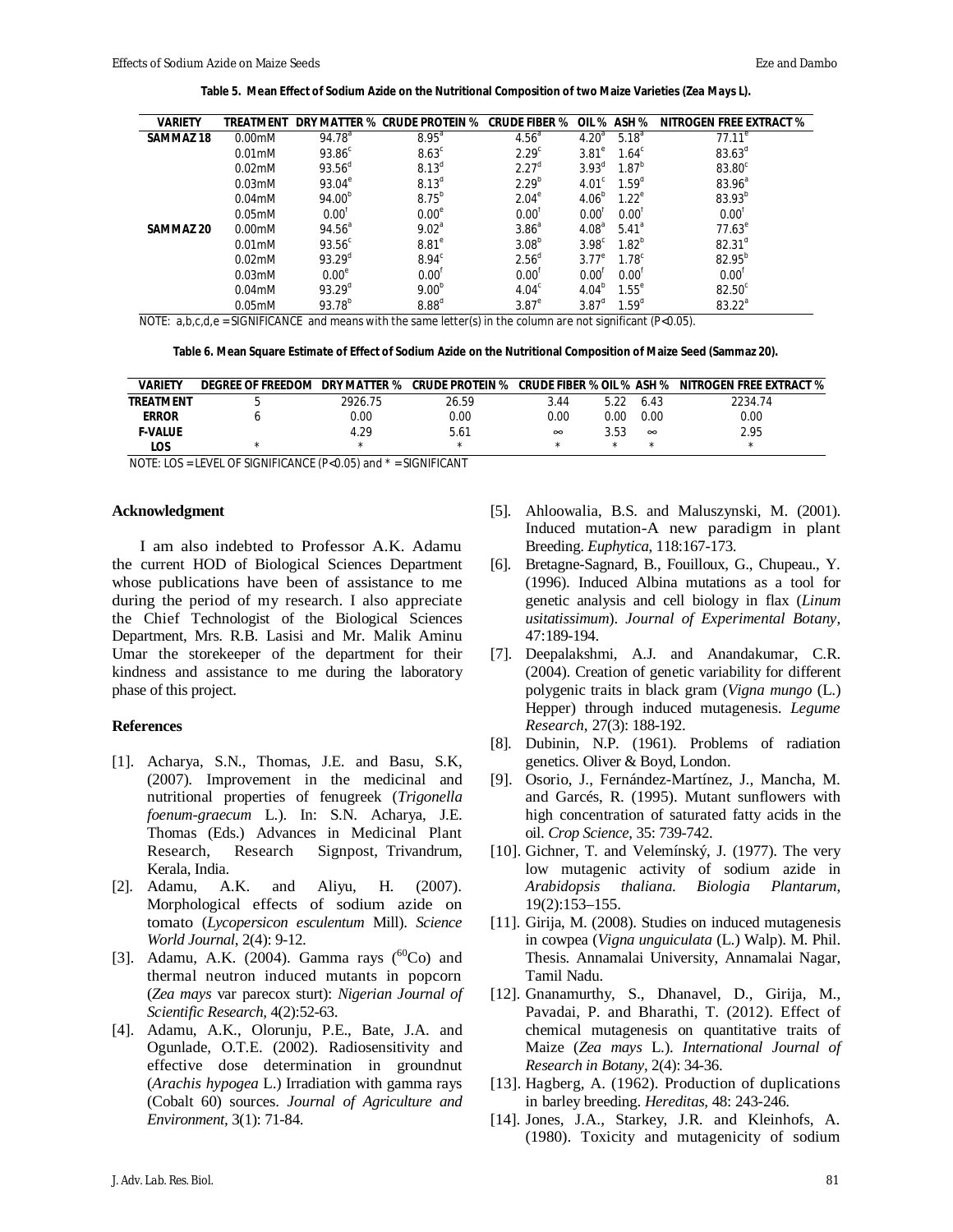**Table 5. Mean Effect of Sodium Azide on the Nutritional Composition of two Maize Varieties (Zea Mays L).**

| VARIETY | TREATMENT | DRY MATTER % | CRUDE PROTEIN % | CRUDE FIBER % | OIL % | ASH % | NITROGEN FREE EXTRACT % |
|---|---|---|---|---|---|---|---|
| SAMMAZ 18 | 0.00mM | 94.78$^{a}$ | 8.95$^{a}$ | 4.56$^{a}$ | 4.20$^{a}$ | 5.18$^{a}$ | 77.11$^{e}$ |
| | 0.01mM | 93.86$^{c}$ | 8.63$^{c}$ | 2.29$^{c}$ | 3.81$^{e}$ | 1.64$^{c}$ | 83.63$^{d}$ |
| | 0.02mM | 93.56$^{d}$ | 8.13$^{d}$ | 2.27$^{d}$ | 3.93$^{d}$ | 1.87$^{b}$ | 83.80$^{c}$ |
| | 0.03mM | 93.04$^{e}$ | 8.13$^{d}$ | 2.29$^{b}$ | 4.01$^{c}$ | 1.59$^{d}$ | 83.96$^{a}$ |
| | 0.04mM | 94.00$^{b}$ | 8.75$^{b}$ | 2.04$^{e}$ | 4.06$^{b}$ | 1.22$^{e}$ | 83.93$^{b}$ |
| | 0.05mM | 0.00$^{f}$ | 0.00$^{e}$ | 0.00$^{f}$ | 0.00$^{f}$ | 0.00$^{f}$ | 0.00$^{f}$ |
| SAMMAZ 20 | 0.00mM | 94.56$^{a}$ | 9.02$^{a}$ | 3.86$^{a}$ | 4.08$^{a}$ | 5.41$^{a}$ | 77.63$^{e}$ |
| | 0.01mM | 93.56$^{c}$ | 8.81$^{e}$ | 3.08$^{b}$ | 3.98$^{c}$ | 1.82$^{b}$ | 82.31$^{d}$ |
| | 0.02mM | 93.29$^{d}$ | 8.94$^{c}$ | 2.56$^{d}$ | 3.77$^{e}$ | 1.78$^{c}$ | 82.95$^{b}$ |
| | 0.03mM | 0.00$^{e}$ | 0.00$^{f}$ | 0.00$^{f}$ | 0.00$^{f}$ | 0.00$^{f}$ | 0.00$^{f}$ |
| | 0.04mM | 93.29$^{d}$ | 9.00$^{b}$ | 4.04$^{c}$ | 4.04$^{b}$ | 1.55$^{e}$ | 82.50$^{c}$ |
| | 0.05mM | 93.78$^{b}$ | 8.88$^{d}$ | 3.87$^{e}$ | 3.87$^{d}$ | 1.59$^{d}$ | 83.22$^{a}$ |

NOTE: a,b,c,d,e = SIGNIFICANCE and means with the same letter(s) in the column are not significant (P<0.05).

**Table 6. Mean Square Estimate of Effect of Sodium Azide on the Nutritional Composition of Maize Seed (Sammaz 20).**

| VARIETY | DEGREE OF FREEDOM | DRY MATTER % | CRUDE PROTEIN % | CRUDE FIBER % | OIL % | ASH % | NITROGEN FREE EXTRACT % |
|---|---|---|---|---|---|---|---|
| TREATMENT | 5 | 2926.75 | 26.59 | 3.44 | 5.22 | 6.43 | 2234.74 |
| ERROR | 6 | 0.00 | 0.00 | 0.00 | 0.00 | 0.00 | 0.00 |
| F-VALUE | | 4.29 | 5.61 | ∞ | 3.53 | ∞ | 2.95 |
| LOS | * | * | * | * | * | * | * |

NOTE: LOS = LEVEL OF SIGNIFICANCE (P<0.05) and * = SIGNIFICANT

## Acknowledgment

I am also indebted to Professor A.K. Adamu the current HOD of Biological Sciences Department whose publications have been of assistance to me during the period of my research. I also appreciate the Chief Technologist of the Biological Sciences Department, Mrs. R.B. Lasisi and Mr. Malik Aminu Umar the storekeeper of the department for their kindness and assistance to me during the laboratory phase of this project.

## References

[1]. Acharya, S.N., Thomas, J.E. and Basu, S.K, (2007). Improvement in the medicinal and nutritional properties of fenugreek (*Trigonella foenum-graecum* L.). In: S.N. Acharya, J.E. Thomas (Eds.) Advances in Medicinal Plant Research, Research Signpost, Trivandrum, Kerala, India.

[2]. Adamu, A.K. and Aliyu, H. (2007). Morphological effects of sodium azide on tomato (*Lycopersicon esculentum* Mill). *Science World Journal*, 2(4): 9-12.

[3]. Adamu, A.K. (2004). Gamma rays ($^{60}$Co) and thermal neutron induced mutants in popcorn (*Zea mays* var parecox sturt): *Nigerian Journal of Scientific Research*, 4(2):52-63.

[4]. Adamu, A.K., Olorunju, P.E., Bate, J.A. and Ogunlade, O.T.E. (2002). Radiosensitivity and effective dose determination in groundnut (*Arachis hypogea* L.) Irradiation with gamma rays (Cobalt 60) sources. *Journal of Agriculture and Environment*, 3(1): 71-84.

[5]. Ahloowalia, B.S. and Maluszynski, M. (2001). Induced mutation-A new paradigm in plant Breeding. *Euphytica*, 118:167-173.

[6]. Bretagne-Sagnard, B., Fouilloux, G., Chupeau., Y. (1996). Induced Albina mutations as a tool for genetic analysis and cell biology in flax (*Linum usitatissimum*). *Journal of Experimental Botany*, 47:189-194.

[7]. Deepalakshmi, A.J. and Anandakumar, C.R. (2004). Creation of genetic variability for different polygenic traits in black gram (*Vigna mungo* (L.) Hepper) through induced mutagenesis. *Legume Research*, 27(3): 188-192.

[8]. Dubinin, N.P. (1961). Problems of radiation genetics. Oliver & Boyd, London.

[9]. Osorio, J., Fernández-Martínez, J., Mancha, M. and Garcés, R. (1995). Mutant sunflowers with high concentration of saturated fatty acids in the oil. *Crop Science*, 35: 739-742.

[10]. Gichner, T. and Velemínský, J. (1977). The very low mutagenic activity of sodium azide in *Arabidopsis thaliana*. *Biologia Plantarum*, 19(2):153–155.

[11]. Girija, M. (2008). Studies on induced mutagenesis in cowpea (*Vigna unguiculata* (L.) Walp). M. Phil. Thesis. Annamalai University, Annamalai Nagar, Tamil Nadu.

[12]. Gnanamurthy, S., Dhanavel, D., Girija, M., Pavadai, P. and Bharathi, T. (2012). Effect of chemical mutagenesis on quantitative traits of Maize (*Zea mays* L.). *International Journal of Research in Botany*, 2(4): 34-36.

[13]. Hagberg, A. (1962). Production of duplications in barley breeding. *Hereditas*, 48: 243-246.

[14]. Jones, J.A., Starkey, J.R. and Kleinhofs, A. (1980). Toxicity and mutagenicity of sodium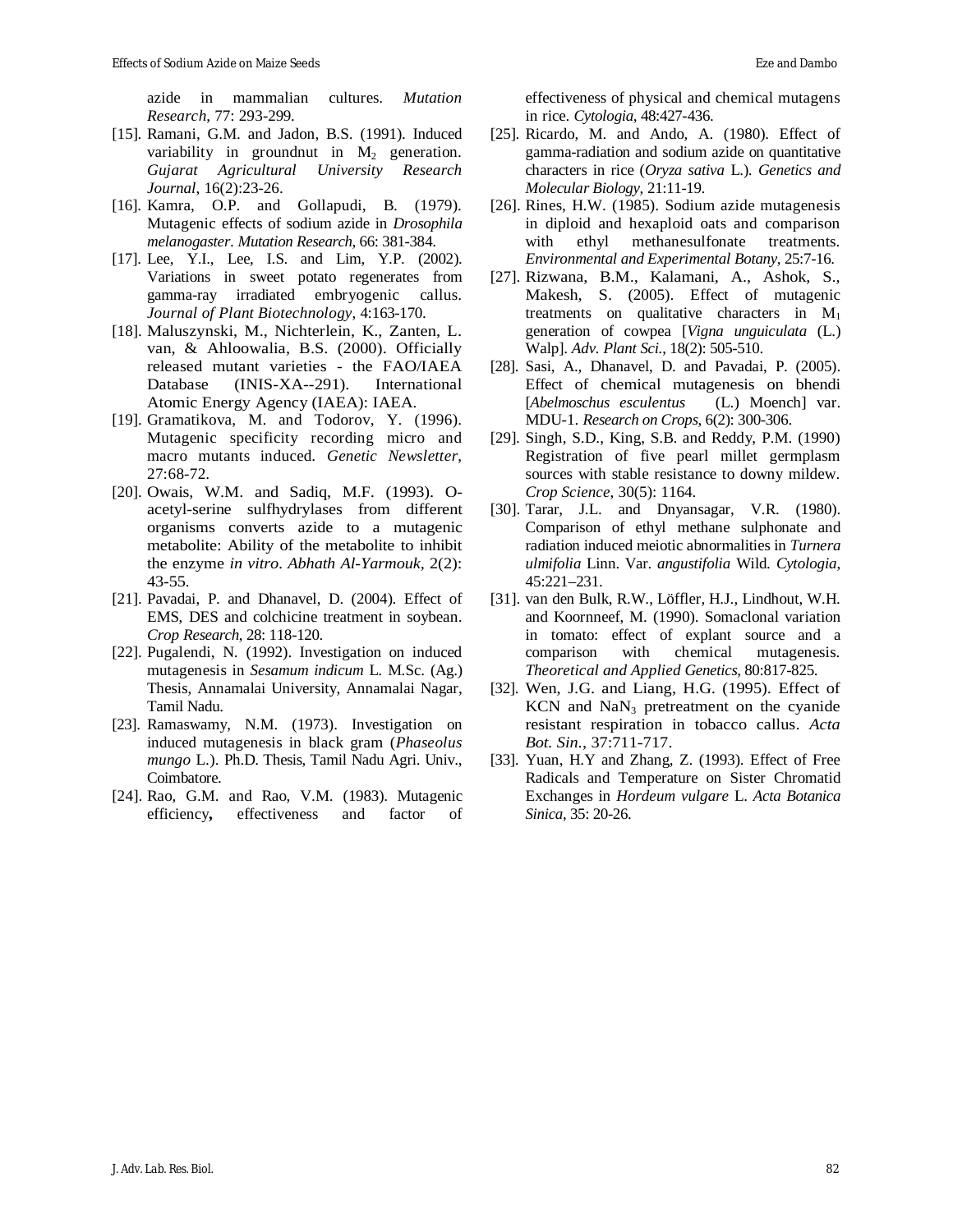azide in mammalian cultures. *Mutation Research*, 77: 293-299.

[15]. Ramani, G.M. and Jadon, B.S. (1991). Induced variability in groundnut in $M_2$ generation. *Gujarat Agricultural University Research Journal*, 16(2):23-26.

[16]. Kamra, O.P. and Gollapudi, B. (1979). Mutagenic effects of sodium azide in *Drosophila melanogaster*. *Mutation Research*, 66: 381-384.

[17]. Lee, Y.I., Lee, I.S. and Lim, Y.P. (2002). Variations in sweet potato regenerates from gamma-ray irradiated embryogenic callus. *Journal of Plant Biotechnology*, 4:163-170.

[18]. Maluszynski, M., Nichterlein, K., Zanten, L. van, & Ahloowalia, B.S. (2000). Officially released mutant varieties - the FAO/IAEA Database (INIS-XA--291). International Atomic Energy Agency (IAEA): IAEA.

[19]. Gramatikova, M. and Todorov, Y. (1996). Mutagenic specificity recording micro and macro mutants induced. *Genetic Newsletter*, 27:68-72.

[20]. Owais, W.M. and Sadiq, M.F. (1993). O-acetyl-serine sulfhydrylases from different organisms converts azide to a mutagenic metabolite: Ability of the metabolite to inhibit the enzyme *in vitro*. *Abhath Al-Yarmouk*, 2(2): 43-55.

[21]. Pavadai, P. and Dhanavel, D. (2004). Effect of EMS, DES and colchicine treatment in soybean. *Crop Research*, 28: 118-120.

[22]. Pugalendi, N. (1992). Investigation on induced mutagenesis in *Sesamum indicum* L. M.Sc. (Ag.) Thesis, Annamalai University, Annamalai Nagar, Tamil Nadu.

[23]. Ramaswamy, N.M. (1973). Investigation on induced mutagenesis in black gram (*Phaseolus mungo* L.). Ph.D. Thesis, Tamil Nadu Agri. Univ., Coimbatore.

[24]. Rao, G.M. and Rao, V.M. (1983). Mutagenic efficiency**,** effectiveness and factor of effectiveness of physical and chemical mutagens in rice. *Cytologia*, 48:427-436.

[25]. Ricardo, M. and Ando, A. (1980). Effect of gamma-radiation and sodium azide on quantitative characters in rice (*Oryza sativa* L.). *Genetics and Molecular Biology*, 21:11-19.

[26]. Rines, H.W. (1985). Sodium azide mutagenesis in diploid and hexaploid oats and comparison with ethyl methanesulfonate treatments. *Environmental and Experimental Botany*, 25:7-16.

[27]. Rizwana, B.M., Kalamani, A., Ashok, S., Makesh, S. (2005). Effect of mutagenic treatments on qualitative characters in $M_1$ generation of cowpea [*Vigna unguiculata* (L.) Walp]. *Adv. Plant Sci.*, 18(2): 505-510.

[28]. Sasi, A., Dhanavel, D. and Pavadai, P. (2005). Effect of chemical mutagenesis on bhendi [*Abelmoschus esculentus* (L.) Moench] var. MDU-1. *Research on Crops*, 6(2): 300-306.

[29]. Singh, S.D., King, S.B. and Reddy, P.M. (1990) Registration of five pearl millet germplasm sources with stable resistance to downy mildew. *Crop Science*, 30(5): 1164.

[30]. Tarar, J.L. and Dnyansagar, V.R. (1980). Comparison of ethyl methane sulphonate and radiation induced meiotic abnormalities in *Turnera ulmifolia* Linn. Var. *angustifolia* Wild. *Cytologia*, 45:221–231.

[31]. van den Bulk, R.W., Löffler, H.J., Lindhout, W.H. and Koornneef, M. (1990). Somaclonal variation in tomato: effect of explant source and a comparison with chemical mutagenesis. *Theoretical and Applied Genetics*, 80:817-825.

[32]. Wen, J.G. and Liang, H.G. (1995). Effect of KCN and $NaN_3$ pretreatment on the cyanide resistant respiration in tobacco callus. *Acta Bot. Sin.*, 37:711-717.

[33]. Yuan, H.Y and Zhang, Z. (1993). Effect of Free Radicals and Temperature on Sister Chromatid Exchanges in *Hordeum vulgare* L. *Acta Botanica Sinica*, 35: 20-26.